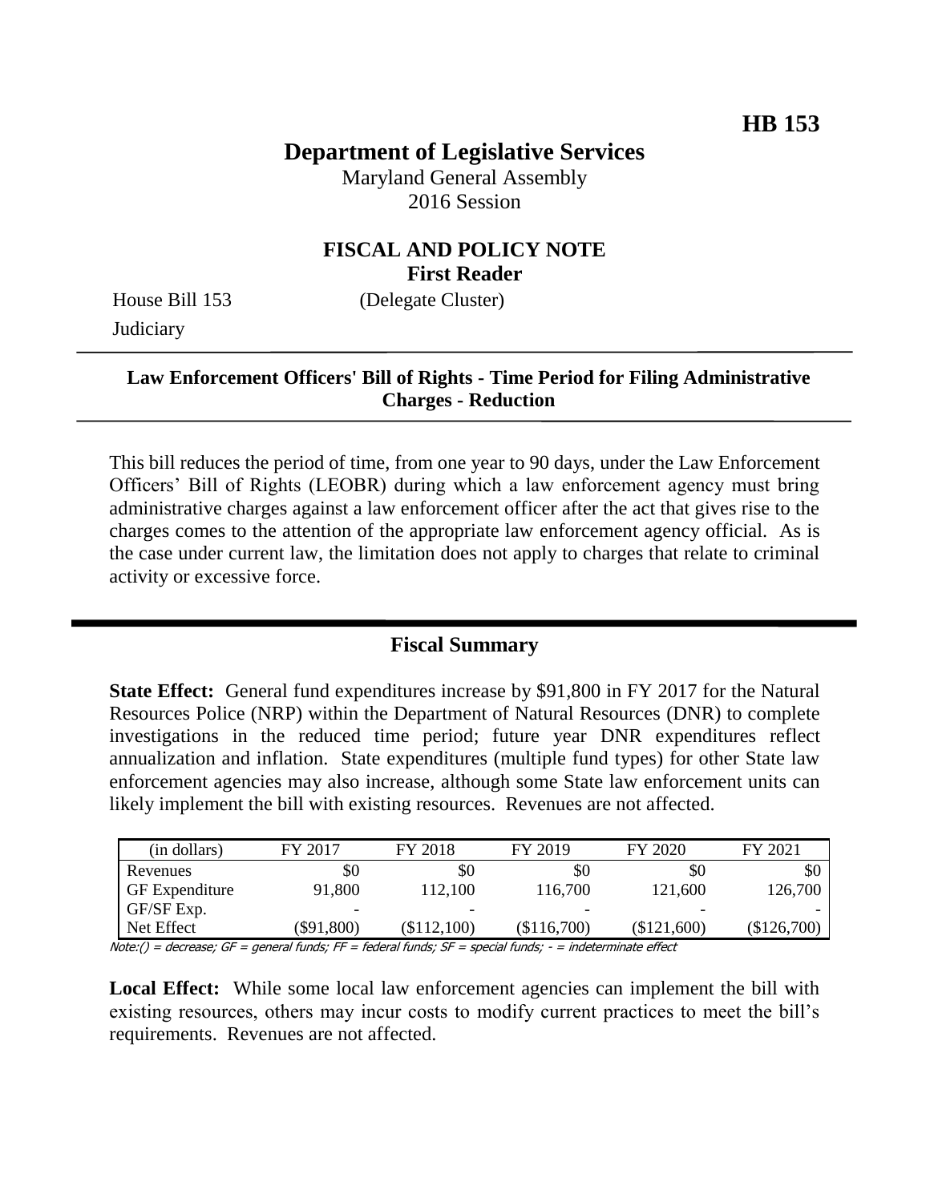**HB 153**

# Department of Legislative Services

Maryland General Assembly
2016 Session

## FISCAL AND POLICY NOTE
**First Reader**

House Bill 153 (Delegate Cluster)
Judiciary

**Law Enforcement Officers' Bill of Rights - Time Period for Filing Administrative Charges - Reduction**

This bill reduces the period of time, from one year to 90 days, under the Law Enforcement Officers' Bill of Rights (LEOBR) during which a law enforcement agency must bring administrative charges against a law enforcement officer after the act that gives rise to the charges comes to the attention of the appropriate law enforcement agency official. As is the case under current law, the limitation does not apply to charges that relate to criminal activity or excessive force.

## Fiscal Summary

**State Effect:** General fund expenditures increase by $91,800 in FY 2017 for the Natural Resources Police (NRP) within the Department of Natural Resources (DNR) to complete investigations in the reduced time period; future year DNR expenditures reflect annualization and inflation. State expenditures (multiple fund types) for other State law enforcement agencies may also increase, although some State law enforcement units can likely implement the bill with existing resources. Revenues are not affected.

| (in dollars) | FY 2017 | FY 2018 | FY 2019 | FY 2020 | FY 2021 |
|---|---|---|---|---|---|
| Revenues | $0 | $0 | $0 | $0 | $0 |
| GF Expenditure | 91,800 | 112,100 | 116,700 | 121,600 | 126,700 |
| GF/SF Exp. | - | - | - | - | - |
| Net Effect | ($91,800) | ($112,100) | ($116,700) | ($121,600) | ($126,700) |

Note:() = decrease; GF = general funds; FF = federal funds; SF = special funds; - = indeterminate effect

**Local Effect:** While some local law enforcement agencies can implement the bill with existing resources, others may incur costs to modify current practices to meet the bill's requirements. Revenues are not affected.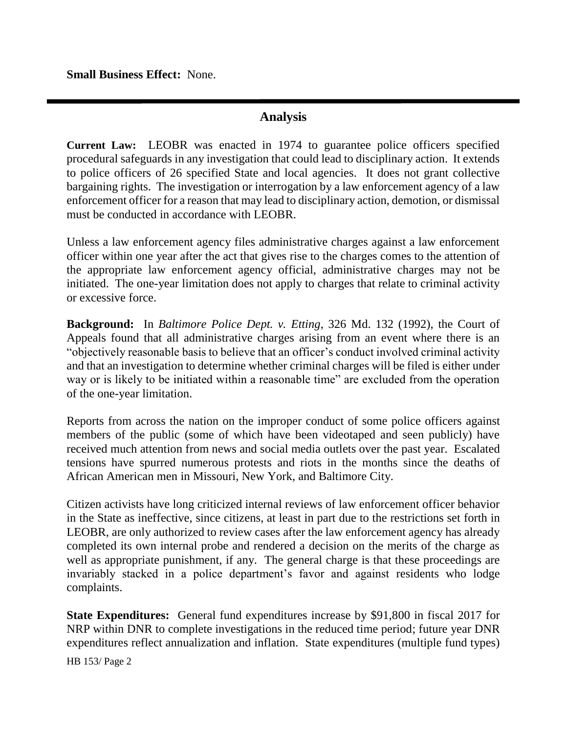**Small Business Effect:** None.

## Analysis

**Current Law:** LEOBR was enacted in 1974 to guarantee police officers specified procedural safeguards in any investigation that could lead to disciplinary action. It extends to police officers of 26 specified State and local agencies. It does not grant collective bargaining rights. The investigation or interrogation by a law enforcement agency of a law enforcement officer for a reason that may lead to disciplinary action, demotion, or dismissal must be conducted in accordance with LEOBR.

Unless a law enforcement agency files administrative charges against a law enforcement officer within one year after the act that gives rise to the charges comes to the attention of the appropriate law enforcement agency official, administrative charges may not be initiated. The one-year limitation does not apply to charges that relate to criminal activity or excessive force.

**Background:** In *Baltimore Police Dept. v. Etting*, 326 Md. 132 (1992), the Court of Appeals found that all administrative charges arising from an event where there is an "objectively reasonable basis to believe that an officer's conduct involved criminal activity and that an investigation to determine whether criminal charges will be filed is either under way or is likely to be initiated within a reasonable time" are excluded from the operation of the one-year limitation.

Reports from across the nation on the improper conduct of some police officers against members of the public (some of which have been videotaped and seen publicly) have received much attention from news and social media outlets over the past year. Escalated tensions have spurred numerous protests and riots in the months since the deaths of African American men in Missouri, New York, and Baltimore City.

Citizen activists have long criticized internal reviews of law enforcement officer behavior in the State as ineffective, since citizens, at least in part due to the restrictions set forth in LEOBR, are only authorized to review cases after the law enforcement agency has already completed its own internal probe and rendered a decision on the merits of the charge as well as appropriate punishment, if any. The general charge is that these proceedings are invariably stacked in a police department's favor and against residents who lodge complaints.

**State Expenditures:** General fund expenditures increase by $91,800 in fiscal 2017 for NRP within DNR to complete investigations in the reduced time period; future year DNR expenditures reflect annualization and inflation. State expenditures (multiple fund types)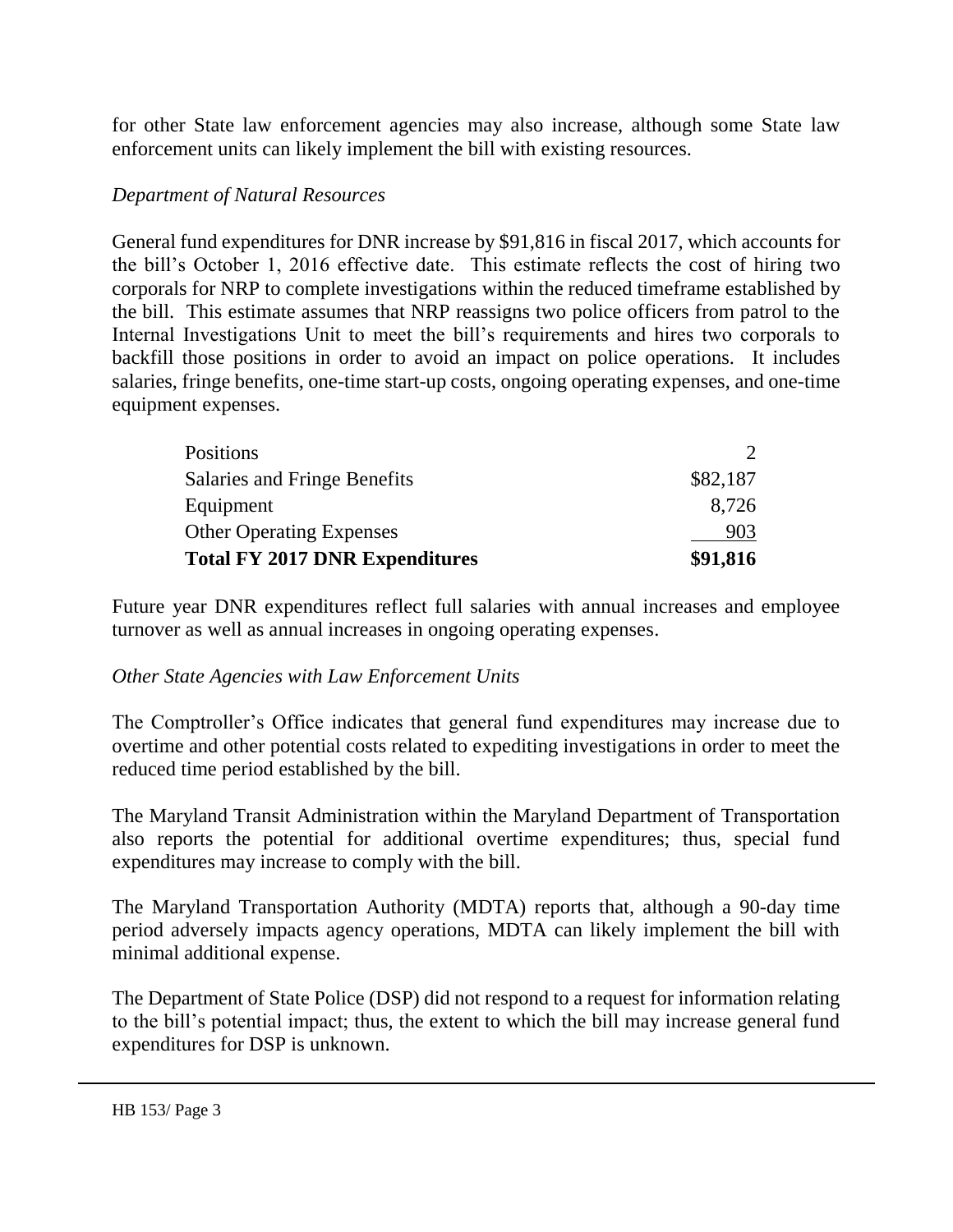for other State law enforcement agencies may also increase, although some State law enforcement units can likely implement the bill with existing resources.

*Department of Natural Resources*

General fund expenditures for DNR increase by $91,816 in fiscal 2017, which accounts for the bill's October 1, 2016 effective date. This estimate reflects the cost of hiring two corporals for NRP to complete investigations within the reduced timeframe established by the bill. This estimate assumes that NRP reassigns two police officers from patrol to the Internal Investigations Unit to meet the bill's requirements and hires two corporals to backfill those positions in order to avoid an impact on police operations. It includes salaries, fringe benefits, one-time start-up costs, ongoing operating expenses, and one-time equipment expenses.

| | |
|---|---|
| Positions | 2 |
| Salaries and Fringe Benefits | $82,187 |
| Equipment | 8,726 |
| Other Operating Expenses | 903 |
| **Total FY 2017 DNR Expenditures** | **$91,816** |

Future year DNR expenditures reflect full salaries with annual increases and employee turnover as well as annual increases in ongoing operating expenses.

*Other State Agencies with Law Enforcement Units*

The Comptroller's Office indicates that general fund expenditures may increase due to overtime and other potential costs related to expediting investigations in order to meet the reduced time period established by the bill.

The Maryland Transit Administration within the Maryland Department of Transportation also reports the potential for additional overtime expenditures; thus, special fund expenditures may increase to comply with the bill.

The Maryland Transportation Authority (MDTA) reports that, although a 90-day time period adversely impacts agency operations, MDTA can likely implement the bill with minimal additional expense.

The Department of State Police (DSP) did not respond to a request for information relating to the bill's potential impact; thus, the extent to which the bill may increase general fund expenditures for DSP is unknown.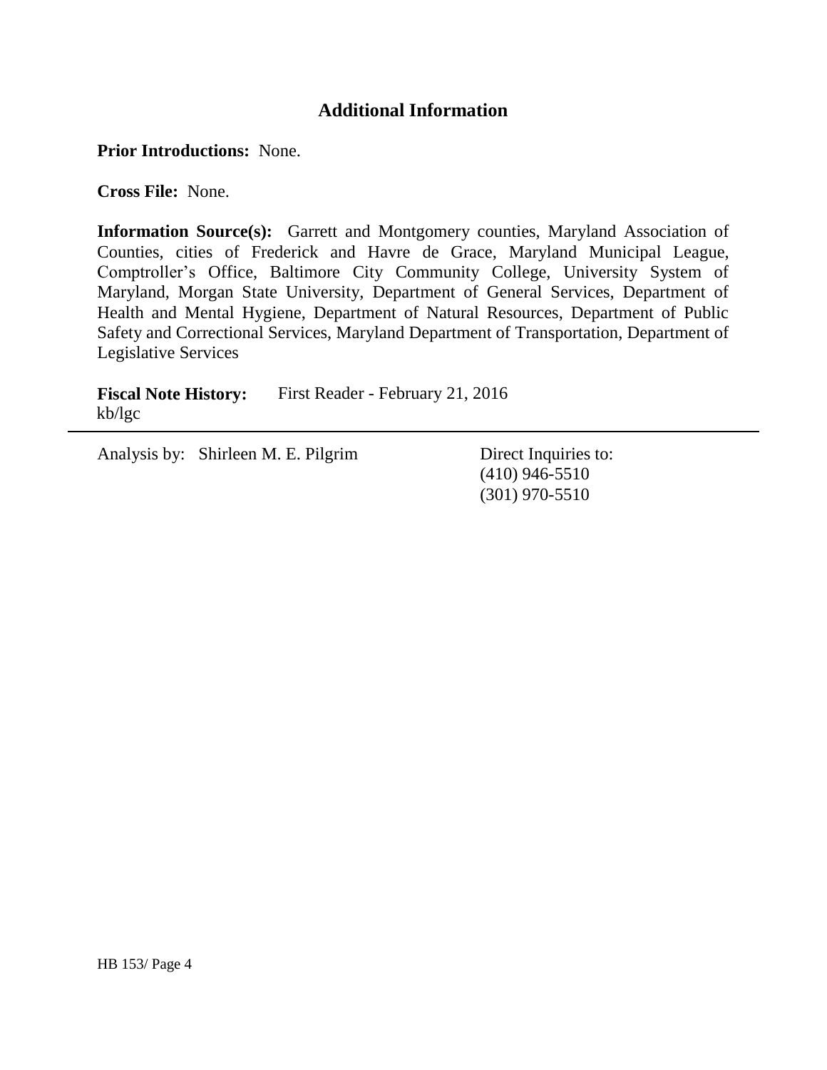## Additional Information

**Prior Introductions:** None.

**Cross File:** None.

**Information Source(s):** Garrett and Montgomery counties, Maryland Association of Counties, cities of Frederick and Havre de Grace, Maryland Municipal League, Comptroller's Office, Baltimore City Community College, University System of Maryland, Morgan State University, Department of General Services, Department of Health and Mental Hygiene, Department of Natural Resources, Department of Public Safety and Correctional Services, Maryland Department of Transportation, Department of Legislative Services

**Fiscal Note History:** First Reader - February 21, 2016
kb/lgc

---

Analysis by: Shirleen M. E. Pilgrim

Direct Inquiries to:
(410) 946-5510
(301) 970-5510